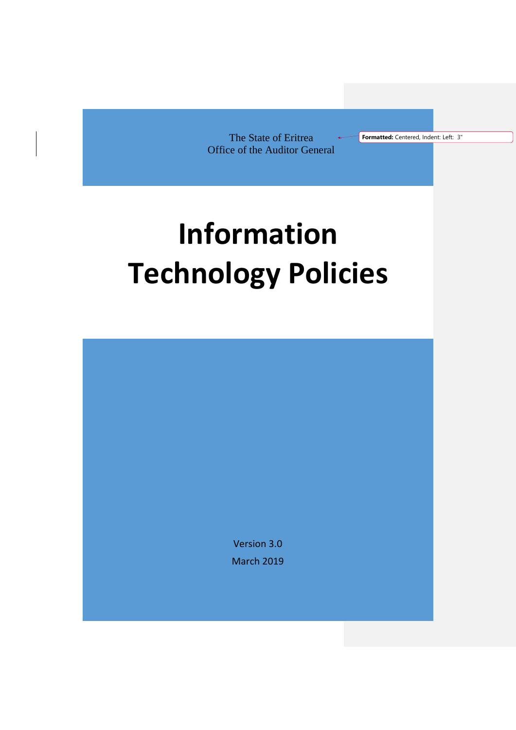The State of Eritrea
Office of the Auditor General

# Information Technology Policies

Version 3.0

March 2019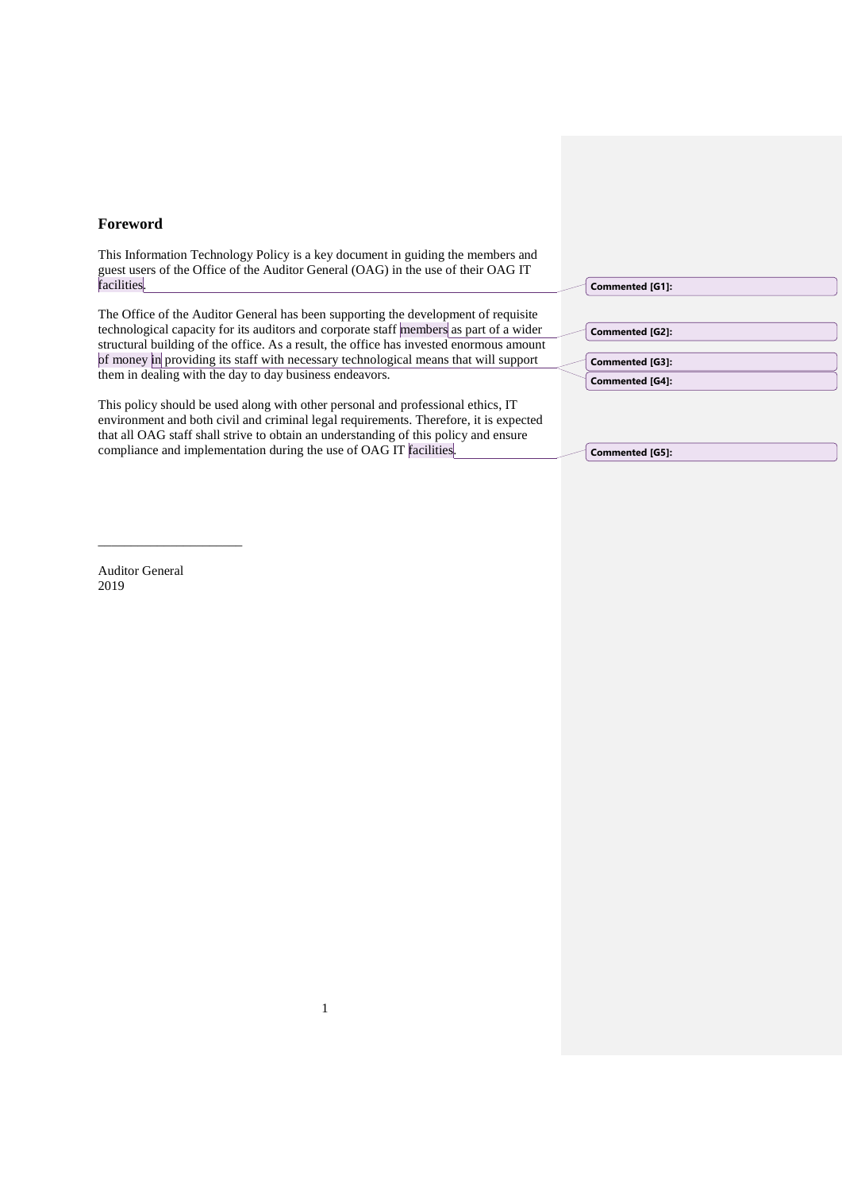## Foreword

This Information Technology Policy is a key document in guiding the members and guest users of the Office of the Auditor General (OAG) in the use of their OAG IT facilities.

The Office of the Auditor General has been supporting the development of requisite technological capacity for its auditors and corporate staff members as part of a wider structural building of the office. As a result, the office has invested enormous amount of money in providing its staff with necessary technological means that will support them in dealing with the day to day business endeavors.

This policy should be used along with other personal and professional ethics, IT environment and both civil and criminal legal requirements. Therefore, it is expected that all OAG staff shall strive to obtain an understanding of this policy and ensure compliance and implementation during the use of OAG IT facilities.

______________________

Auditor General
2019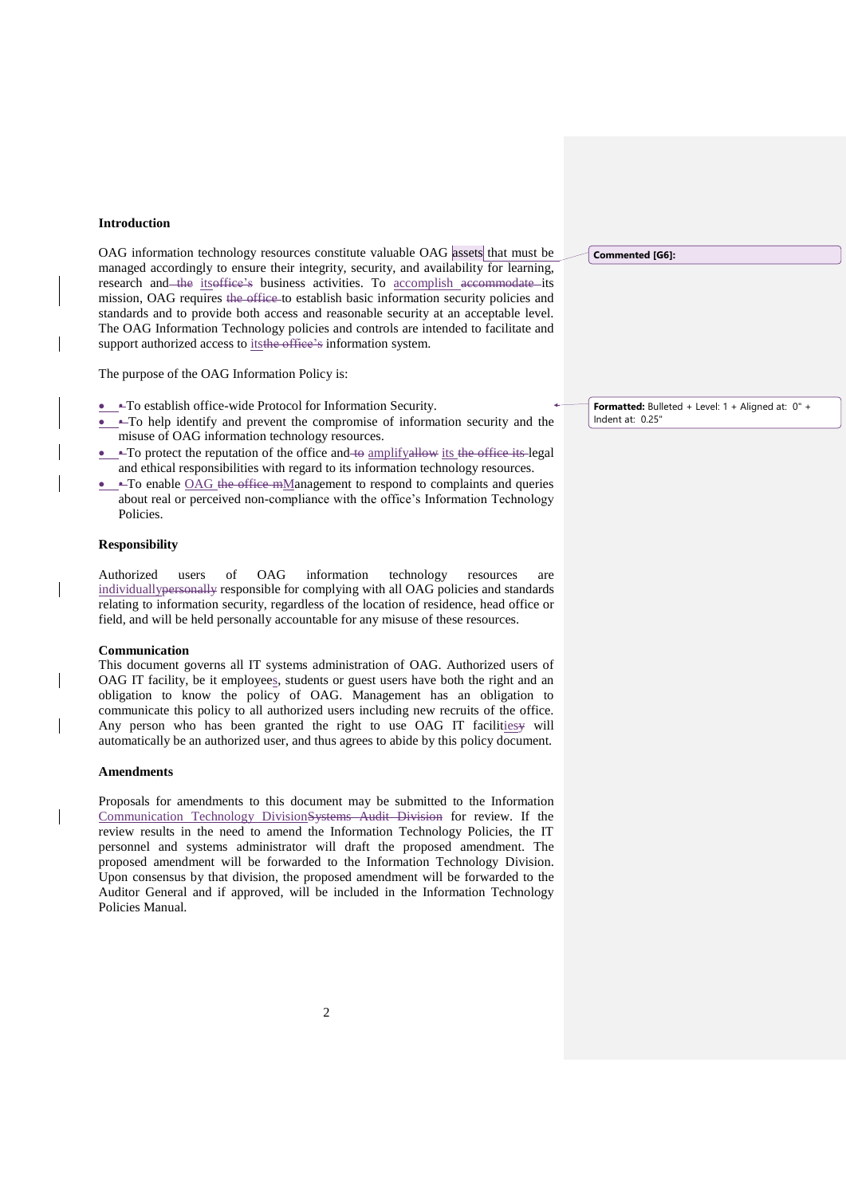### Introduction

OAG information technology resources constitute valuable OAG assets that must be managed accordingly to ensure their integrity, security, and availability for learning, research and its business activities. To accomplish its mission, OAG requires to establish basic information security policies and standards and to provide both access and reasonable security at an acceptable level. The OAG Information Technology policies and controls are intended to facilitate and support authorized access to its information system.

The purpose of the OAG Information Policy is:

- To establish office-wide Protocol for Information Security.
- To help identify and prevent the compromise of information security and the misuse of OAG information technology resources.
- To protect the reputation of the office and amplify its legal and ethical responsibilities with regard to its information technology resources.
- To enable OAG Management to respond to complaints and queries about real or perceived non-compliance with the office's Information Technology Policies.

### Responsibility

Authorized users of OAG information technology resources are individually responsible for complying with all OAG policies and standards relating to information security, regardless of the location of residence, head office or field, and will be held personally accountable for any misuse of these resources.

### Communication

This document governs all IT systems administration of OAG. Authorized users of OAG IT facility, be it employees, students or guest users have both the right and an obligation to know the policy of OAG. Management has an obligation to communicate this policy to all authorized users including new recruits of the office. Any person who has been granted the right to use OAG IT facilities will automatically be an authorized user, and thus agrees to abide by this policy document.

### Amendments

Proposals for amendments to this document may be submitted to the Information Communication Technology Division for review. If the review results in the need to amend the Information Technology Policies, the IT personnel and systems administrator will draft the proposed amendment. The proposed amendment will be forwarded to the Information Technology Division. Upon consensus by that division, the proposed amendment will be forwarded to the Auditor General and if approved, will be included in the Information Technology Policies Manual.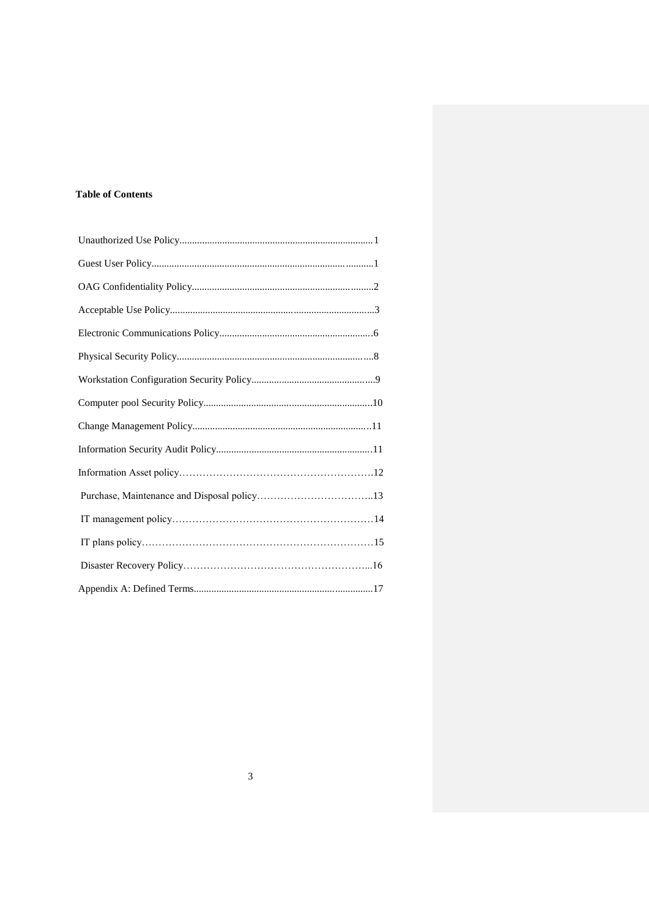**Table of Contents**

Unauthorized Use Policy............................................................................1

Guest User Policy.......................................................................................1

OAG Confidentiality Policy........................................................................2

Acceptable Use Policy................................................................................3

Electronic Communications Policy............................................................6

Physical Security Policy.............................................................................8

Workstation Configuration Security Policy................................................9

Computer pool Security Policy..................................................................10

Change Management Policy......................................................................11

Information Security Audit Policy.............................................................11

Information Asset policy…………………………………………………..12

Purchase, Maintenance and Disposal policy……………………………..13

IT management policy……………………………………………………14

IT plans policy……………………………………………………………15

Disaster Recovery Policy………………………………………………...16

Appendix A: Defined Terms......................................................................17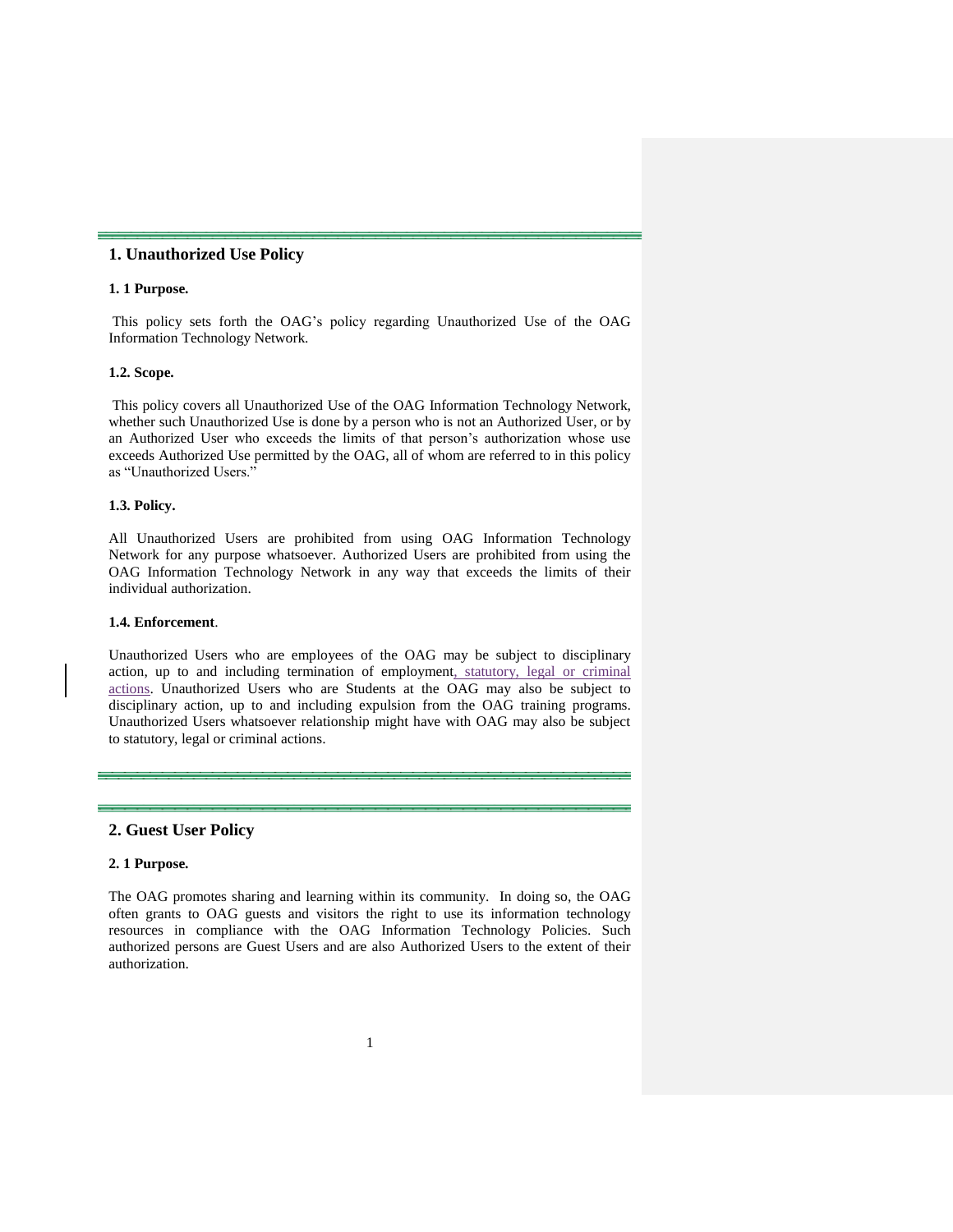## 1. Unauthorized Use Policy

**1. 1 Purpose.**

This policy sets forth the OAG's policy regarding Unauthorized Use of the OAG Information Technology Network.

**1.2. Scope.**

This policy covers all Unauthorized Use of the OAG Information Technology Network, whether such Unauthorized Use is done by a person who is not an Authorized User, or by an Authorized User who exceeds the limits of that person's authorization whose use exceeds Authorized Use permitted by the OAG, all of whom are referred to in this policy as "Unauthorized Users."

**1.3. Policy.**

All Unauthorized Users are prohibited from using OAG Information Technology Network for any purpose whatsoever. Authorized Users are prohibited from using the OAG Information Technology Network in any way that exceeds the limits of their individual authorization.

**1.4. Enforcement**.

Unauthorized Users who are employees of the OAG may be subject to disciplinary action, up to and including termination of employment, statutory, legal or criminal actions. Unauthorized Users who are Students at the OAG may also be subject to disciplinary action, up to and including expulsion from the OAG training programs. Unauthorized Users whatsoever relationship might have with OAG may also be subject to statutory, legal or criminal actions.

## 2. Guest User Policy

**2. 1 Purpose.**

The OAG promotes sharing and learning within its community. In doing so, the OAG often grants to OAG guests and visitors the right to use its information technology resources in compliance with the OAG Information Technology Policies. Such authorized persons are Guest Users and are also Authorized Users to the extent of their authorization.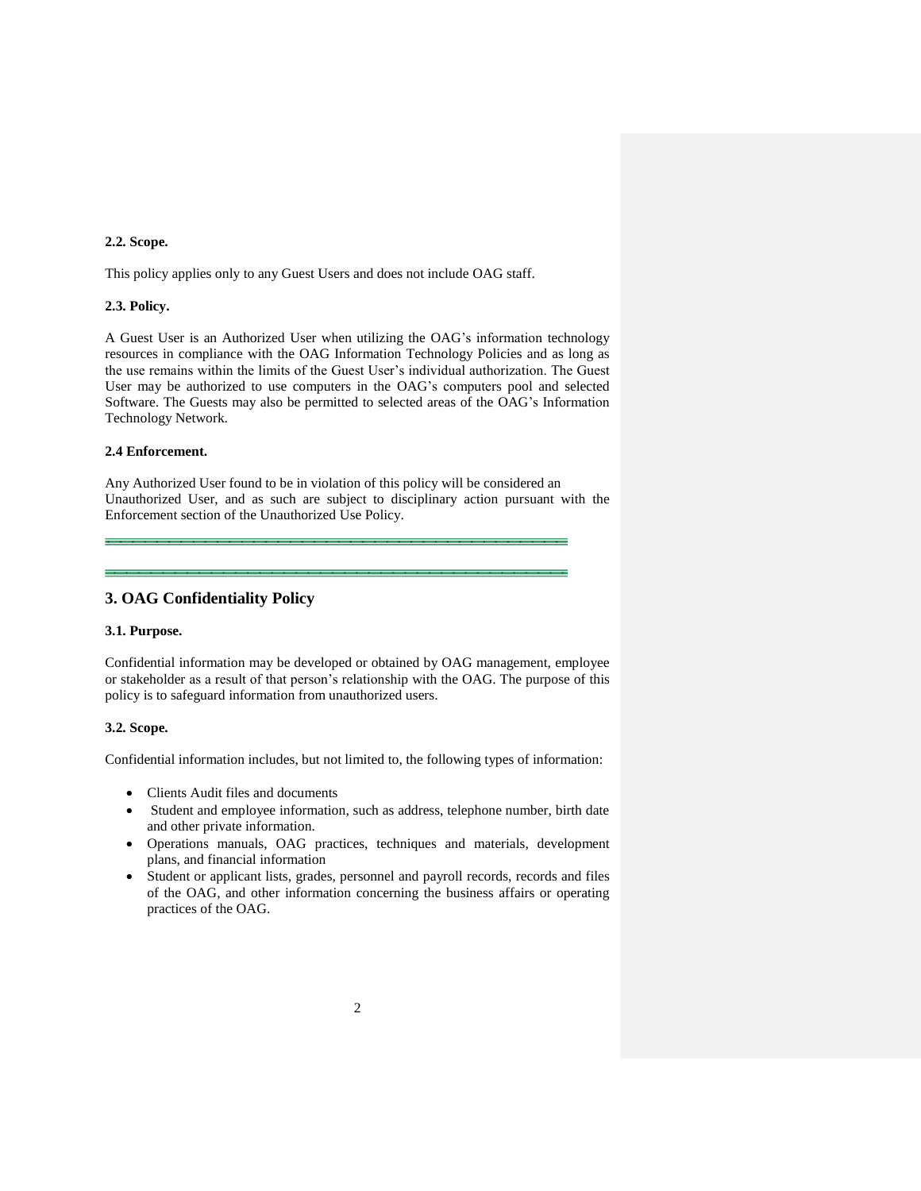### 2.2. Scope.

This policy applies only to any Guest Users and does not include OAG staff.

### 2.3. Policy.

A Guest User is an Authorized User when utilizing the OAG's information technology resources in compliance with the OAG Information Technology Policies and as long as the use remains within the limits of the Guest User's individual authorization. The Guest User may be authorized to use computers in the OAG's computers pool and selected Software. The Guests may also be permitted to selected areas of the OAG's Information Technology Network.

### 2.4 Enforcement.

Any Authorized User found to be in violation of this policy will be considered an Unauthorized User, and as such are subject to disciplinary action pursuant with the Enforcement section of the Unauthorized Use Policy.

---

---

## 3. OAG Confidentiality Policy

### 3.1. Purpose.

Confidential information may be developed or obtained by OAG management, employee or stakeholder as a result of that person's relationship with the OAG. The purpose of this policy is to safeguard information from unauthorized users.

### 3.2. Scope.

Confidential information includes, but not limited to, the following types of information:

- Clients Audit files and documents
- Student and employee information, such as address, telephone number, birth date and other private information.
- Operations manuals, OAG practices, techniques and materials, development plans, and financial information
- Student or applicant lists, grades, personnel and payroll records, records and files of the OAG, and other information concerning the business affairs or operating practices of the OAG.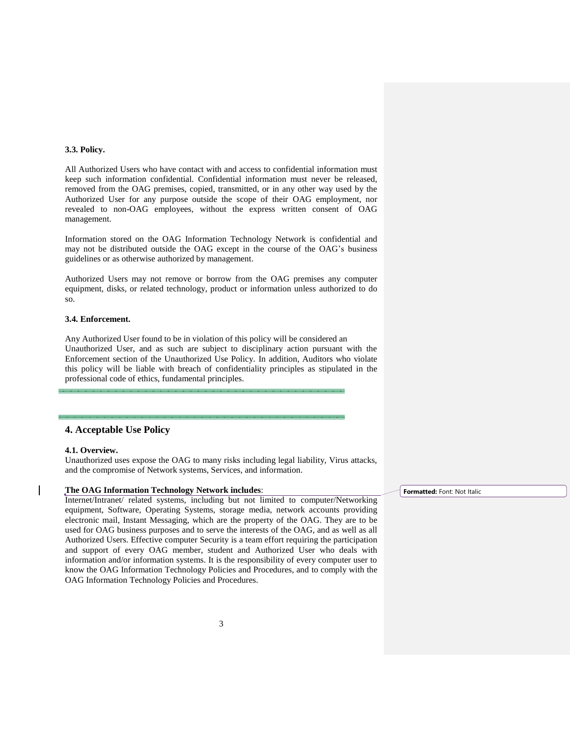### 3.3. Policy.

All Authorized Users who have contact with and access to confidential information must keep such information confidential. Confidential information must never be released, removed from the OAG premises, copied, transmitted, or in any other way used by the Authorized User for any purpose outside the scope of their OAG employment, nor revealed to non-OAG employees, without the express written consent of OAG management.

Information stored on the OAG Information Technology Network is confidential and may not be distributed outside the OAG except in the course of the OAG's business guidelines or as otherwise authorized by management.

Authorized Users may not remove or borrow from the OAG premises any computer equipment, disks, or related technology, product or information unless authorized to do so.

### 3.4. Enforcement.

Any Authorized User found to be in violation of this policy will be considered an Unauthorized User, and as such are subject to disciplinary action pursuant with the Enforcement section of the Unauthorized Use Policy. In addition, Auditors who violate this policy will be liable with breach of confidentiality principles as stipulated in the professional code of ethics, fundamental principles.

## 4. Acceptable Use Policy

### 4.1. Overview.

Unauthorized uses expose the OAG to many risks including legal liability, Virus attacks, and the compromise of Network systems, Services, and information.

**The OAG Information Technology Network includes**:

Internet/Intranet/ related systems, including but not limited to computer/Networking equipment, Software, Operating Systems, storage media, network accounts providing electronic mail, Instant Messaging, which are the property of the OAG. They are to be used for OAG business purposes and to serve the interests of the OAG, and as well as all Authorized Users. Effective computer Security is a team effort requiring the participation and support of every OAG member, student and Authorized User who deals with information and/or information systems. It is the responsibility of every computer user to know the OAG Information Technology Policies and Procedures, and to comply with the OAG Information Technology Policies and Procedures.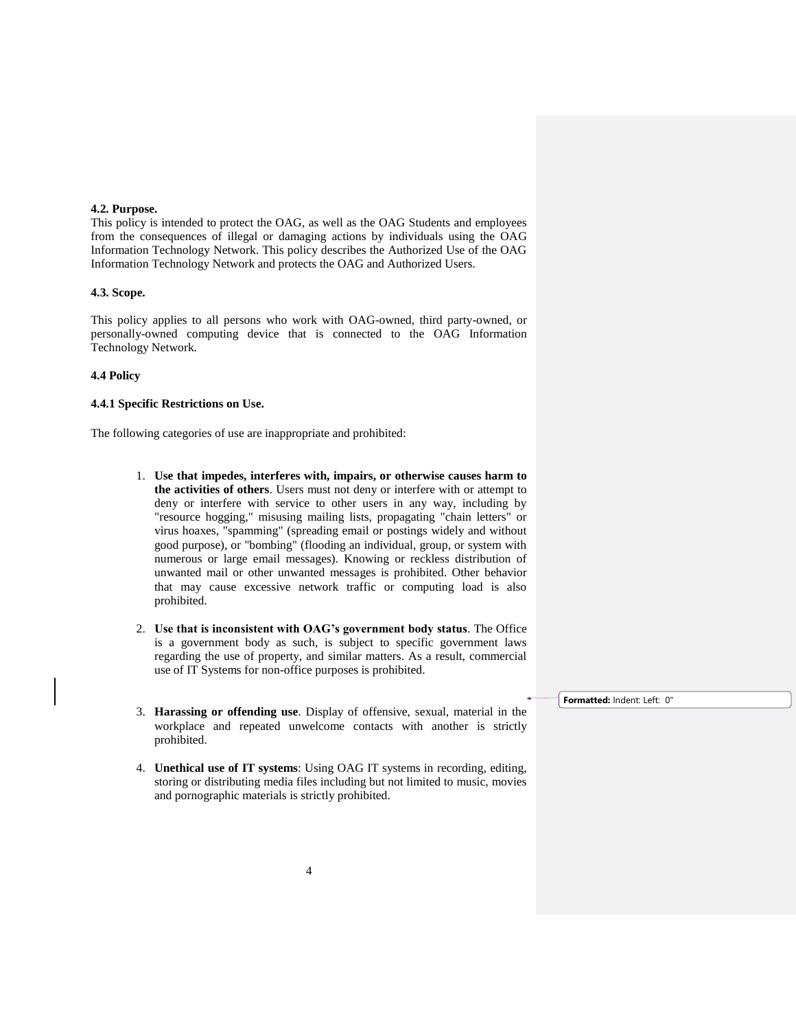#### 4.2. Purpose.

This policy is intended to protect the OAG, as well as the OAG Students and employees from the consequences of illegal or damaging actions by individuals using the OAG Information Technology Network. This policy describes the Authorized Use of the OAG Information Technology Network and protects the OAG and Authorized Users.

#### 4.3. Scope.

This policy applies to all persons who work with OAG-owned, third party-owned, or personally-owned computing device that is connected to the OAG Information Technology Network.

#### 4.4 Policy

#### 4.4.1 Specific Restrictions on Use.

The following categories of use are inappropriate and prohibited:

1. **Use that impedes, interferes with, impairs, or otherwise causes harm to the activities of others**. Users must not deny or interfere with or attempt to deny or interfere with service to other users in any way, including by "resource hogging," misusing mailing lists, propagating "chain letters" or virus hoaxes, "spamming" (spreading email or postings widely and without good purpose), or "bombing" (flooding an individual, group, or system with numerous or large email messages). Knowing or reckless distribution of unwanted mail or other unwanted messages is prohibited. Other behavior that may cause excessive network traffic or computing load is also prohibited.

2. **Use that is inconsistent with OAG's government body status**. The Office is a government body as such, is subject to specific government laws regarding the use of property, and similar matters. As a result, commercial use of IT Systems for non-office purposes is prohibited.

3. **Harassing or offending use**. Display of offensive, sexual, material in the workplace and repeated unwelcome contacts with another is strictly prohibited.

4. **Unethical use of IT systems**: Using OAG IT systems in recording, editing, storing or distributing media files including but not limited to music, movies and pornographic materials is strictly prohibited.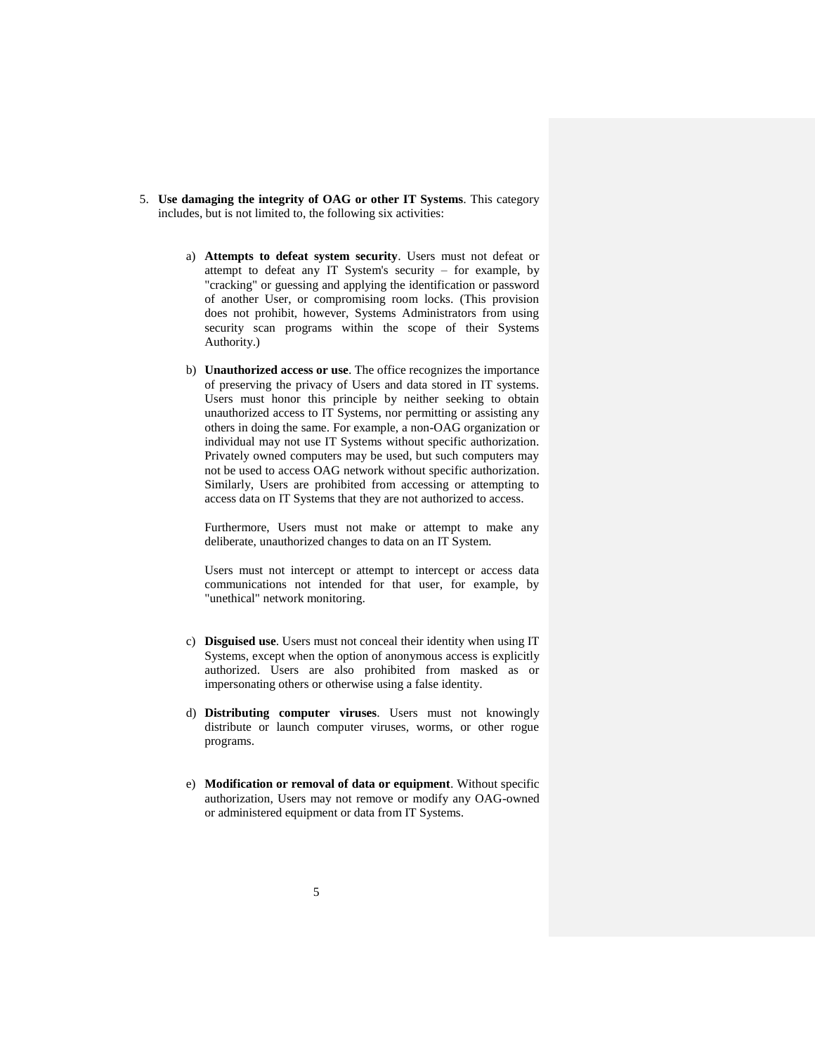5. **Use damaging the integrity of OAG or other IT Systems**. This category includes, but is not limited to, the following six activities:

   a) **Attempts to defeat system security**. Users must not defeat or attempt to defeat any IT System's security – for example, by "cracking" or guessing and applying the identification or password of another User, or compromising room locks. (This provision does not prohibit, however, Systems Administrators from using security scan programs within the scope of their Systems Authority.)

   b) **Unauthorized access or use**. The office recognizes the importance of preserving the privacy of Users and data stored in IT systems. Users must honor this principle by neither seeking to obtain unauthorized access to IT Systems, nor permitting or assisting any others in doing the same. For example, a non-OAG organization or individual may not use IT Systems without specific authorization. Privately owned computers may be used, but such computers may not be used to access OAG network without specific authorization. Similarly, Users are prohibited from accessing or attempting to access data on IT Systems that they are not authorized to access.

      Furthermore, Users must not make or attempt to make any deliberate, unauthorized changes to data on an IT System.

      Users must not intercept or attempt to intercept or access data communications not intended for that user, for example, by "unethical" network monitoring.

   c) **Disguised use**. Users must not conceal their identity when using IT Systems, except when the option of anonymous access is explicitly authorized. Users are also prohibited from masked as or impersonating others or otherwise using a false identity.

   d) **Distributing computer viruses**. Users must not knowingly distribute or launch computer viruses, worms, or other rogue programs.

   e) **Modification or removal of data or equipment**. Without specific authorization, Users may not remove or modify any OAG-owned or administered equipment or data from IT Systems.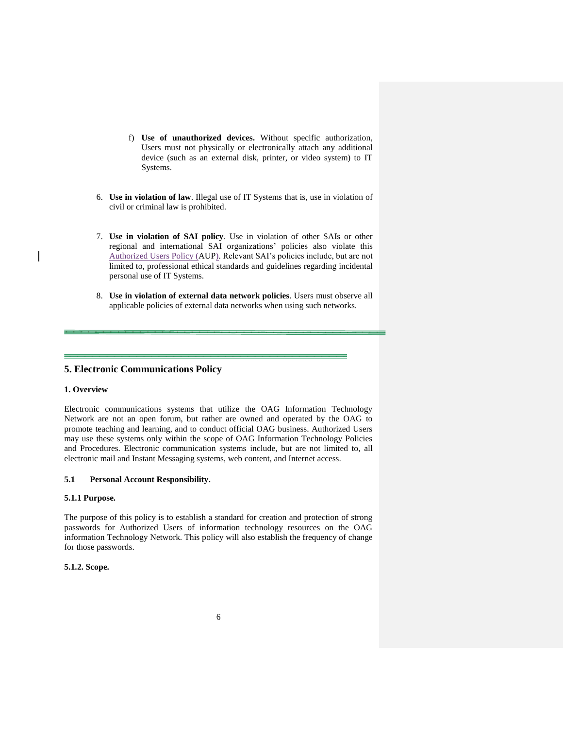f) **Use of unauthorized devices.** Without specific authorization, Users must not physically or electronically attach any additional device (such as an external disk, printer, or video system) to IT Systems.

6. **Use in violation of law**. Illegal use of IT Systems that is, use in violation of civil or criminal law is prohibited.

7. **Use in violation of SAI policy**. Use in violation of other SAIs or other regional and international SAI organizations' policies also violate this Authorized Users Policy (AUP). Relevant SAI's policies include, but are not limited to, professional ethical standards and guidelines regarding incidental personal use of IT Systems.

8. **Use in violation of external data network policies**. Users must observe all applicable policies of external data networks when using such networks.

## 5. Electronic Communications Policy

### 1. Overview

Electronic communications systems that utilize the OAG Information Technology Network are not an open forum, but rather are owned and operated by the OAG to promote teaching and learning, and to conduct official OAG business. Authorized Users may use these systems only within the scope of OAG Information Technology Policies and Procedures. Electronic communication systems include, but are not limited to, all electronic mail and Instant Messaging systems, web content, and Internet access.

### 5.1 Personal Account Responsibility.

#### 5.1.1 Purpose.

The purpose of this policy is to establish a standard for creation and protection of strong passwords for Authorized Users of information technology resources on the OAG information Technology Network. This policy will also establish the frequency of change for those passwords.

#### 5.1.2. Scope.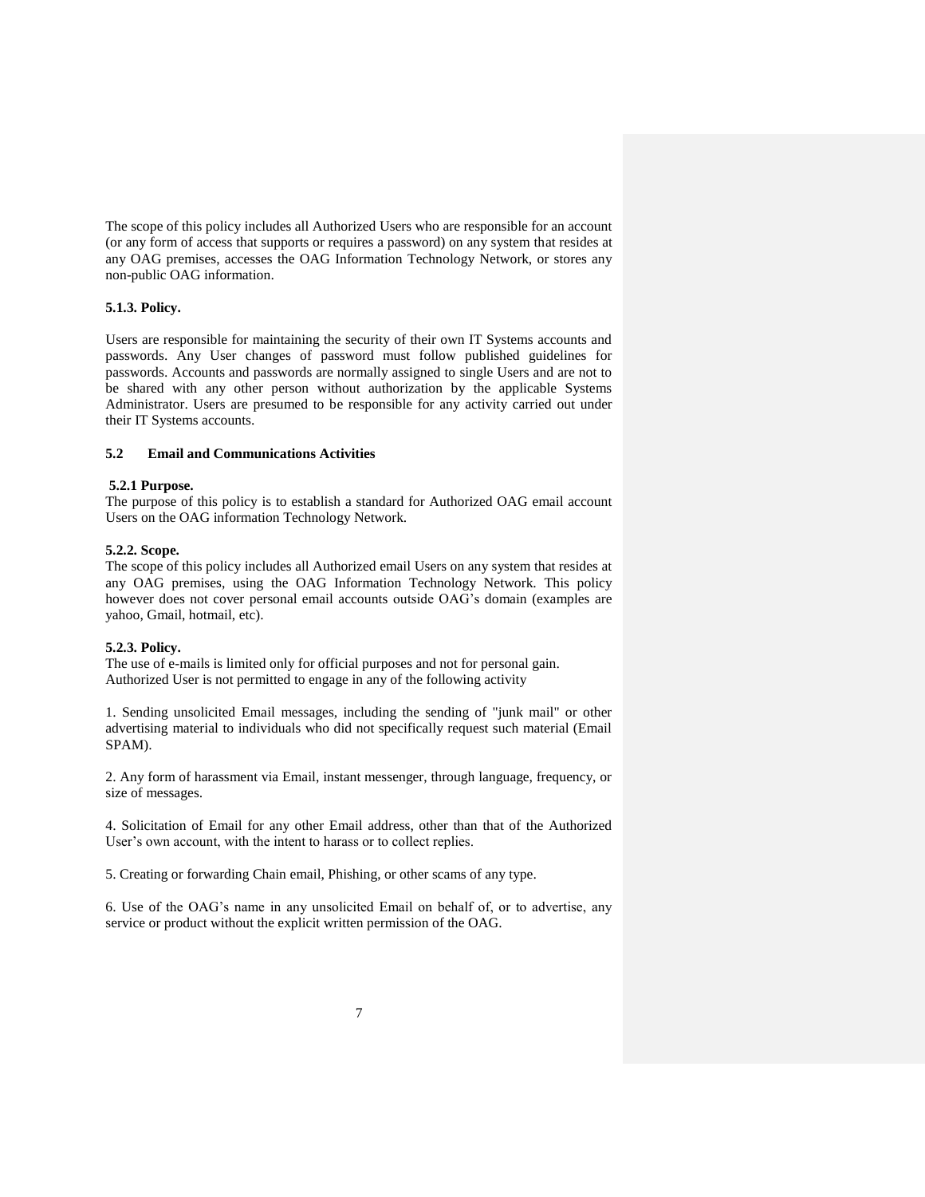The scope of this policy includes all Authorized Users who are responsible for an account (or any form of access that supports or requires a password) on any system that resides at any OAG premises, accesses the OAG Information Technology Network, or stores any non-public OAG information.

#### 5.1.3. Policy.

Users are responsible for maintaining the security of their own IT Systems accounts and passwords. Any User changes of password must follow published guidelines for passwords. Accounts and passwords are normally assigned to single Users and are not to be shared with any other person without authorization by the applicable Systems Administrator. Users are presumed to be responsible for any activity carried out under their IT Systems accounts.

### 5.2 Email and Communications Activities

#### 5.2.1 Purpose.

The purpose of this policy is to establish a standard for Authorized OAG email account Users on the OAG information Technology Network.

#### 5.2.2. Scope.

The scope of this policy includes all Authorized email Users on any system that resides at any OAG premises, using the OAG Information Technology Network. This policy however does not cover personal email accounts outside OAG's domain (examples are yahoo, Gmail, hotmail, etc).

#### 5.2.3. Policy.

The use of e-mails is limited only for official purposes and not for personal gain.
Authorized User is not permitted to engage in any of the following activity

1. Sending unsolicited Email messages, including the sending of "junk mail" or other advertising material to individuals who did not specifically request such material (Email SPAM).

2. Any form of harassment via Email, instant messenger, through language, frequency, or size of messages.

4. Solicitation of Email for any other Email address, other than that of the Authorized User's own account, with the intent to harass or to collect replies.

5. Creating or forwarding Chain email, Phishing, or other scams of any type.

6. Use of the OAG's name in any unsolicited Email on behalf of, or to advertise, any service or product without the explicit written permission of the OAG.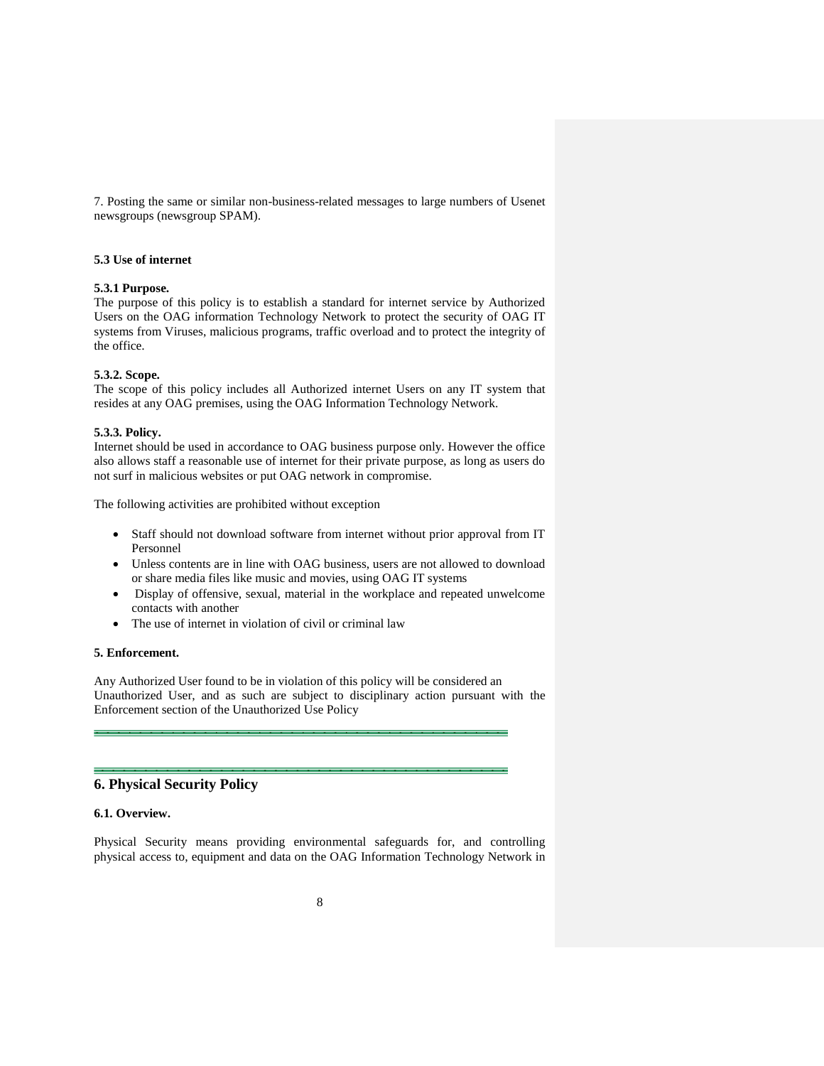7. Posting the same or similar non-business-related messages to large numbers of Usenet newsgroups (newsgroup SPAM).

### 5.3 Use of internet

#### 5.3.1 Purpose.

The purpose of this policy is to establish a standard for internet service by Authorized Users on the OAG information Technology Network to protect the security of OAG IT systems from Viruses, malicious programs, traffic overload and to protect the integrity of the office.

#### 5.3.2. Scope.

The scope of this policy includes all Authorized internet Users on any IT system that resides at any OAG premises, using the OAG Information Technology Network.

#### 5.3.3. Policy.

Internet should be used in accordance to OAG business purpose only. However the office also allows staff a reasonable use of internet for their private purpose, as long as users do not surf in malicious websites or put OAG network in compromise.

The following activities are prohibited without exception

- Staff should not download software from internet without prior approval from IT Personnel
- Unless contents are in line with OAG business, users are not allowed to download or share media files like music and movies, using OAG IT systems
- Display of offensive, sexual, material in the workplace and repeated unwelcome contacts with another
- The use of internet in violation of civil or criminal law

### 5. Enforcement.

Any Authorized User found to be in violation of this policy will be considered an Unauthorized User, and as such are subject to disciplinary action pursuant with the Enforcement section of the Unauthorized Use Policy

## 6. Physical Security Policy

### 6.1. Overview.

Physical Security means providing environmental safeguards for, and controlling physical access to, equipment and data on the OAG Information Technology Network in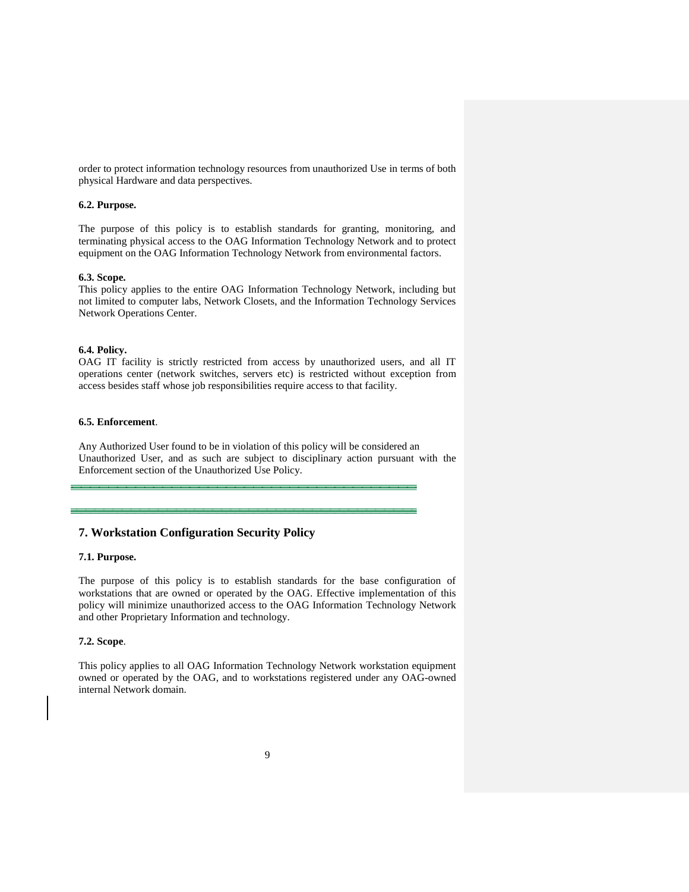order to protect information technology resources from unauthorized Use in terms of both physical Hardware and data perspectives.

**6.2. Purpose.**

The purpose of this policy is to establish standards for granting, monitoring, and terminating physical access to the OAG Information Technology Network and to protect equipment on the OAG Information Technology Network from environmental factors.

**6.3. Scope.**

This policy applies to the entire OAG Information Technology Network, including but not limited to computer labs, Network Closets, and the Information Technology Services Network Operations Center.

**6.4. Policy.**

OAG IT facility is strictly restricted from access by unauthorized users, and all IT operations center (network switches, servers etc) is restricted without exception from access besides staff whose job responsibilities require access to that facility.

**6.5. Enforcement**.

Any Authorized User found to be in violation of this policy will be considered an Unauthorized User, and as such are subject to disciplinary action pursuant with the Enforcement section of the Unauthorized Use Policy.

---

## 7. Workstation Configuration Security Policy

**7.1. Purpose.**

The purpose of this policy is to establish standards for the base configuration of workstations that are owned or operated by the OAG. Effective implementation of this policy will minimize unauthorized access to the OAG Information Technology Network and other Proprietary Information and technology.

**7.2. Scope**.

This policy applies to all OAG Information Technology Network workstation equipment owned or operated by the OAG, and to workstations registered under any OAG-owned internal Network domain.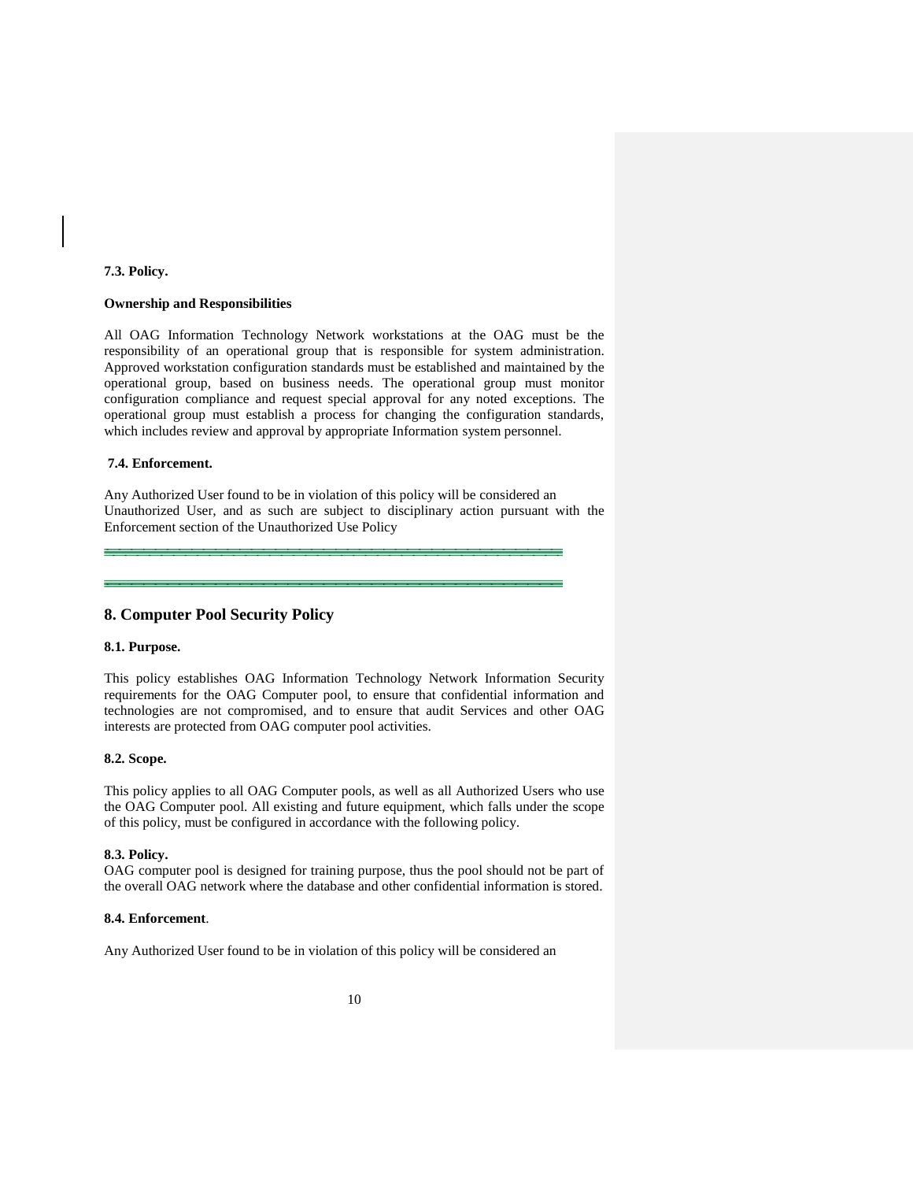**7.3. Policy.**

**Ownership and Responsibilities**

All OAG Information Technology Network workstations at the OAG must be the responsibility of an operational group that is responsible for system administration. Approved workstation configuration standards must be established and maintained by the operational group, based on business needs. The operational group must monitor configuration compliance and request special approval for any noted exceptions. The operational group must establish a process for changing the configuration standards, which includes review and approval by appropriate Information system personnel.

**7.4. Enforcement.**

Any Authorized User found to be in violation of this policy will be considered an Unauthorized User, and as such are subject to disciplinary action pursuant with the Enforcement section of the Unauthorized Use Policy

## 8. Computer Pool Security Policy

**8.1. Purpose.**

This policy establishes OAG Information Technology Network Information Security requirements for the OAG Computer pool, to ensure that confidential information and technologies are not compromised, and to ensure that audit Services and other OAG interests are protected from OAG computer pool activities.

**8.2. Scope.**

This policy applies to all OAG Computer pools, as well as all Authorized Users who use the OAG Computer pool. All existing and future equipment, which falls under the scope of this policy, must be configured in accordance with the following policy.

**8.3. Policy.**

OAG computer pool is designed for training purpose, thus the pool should not be part of the overall OAG network where the database and other confidential information is stored.

**8.4. Enforcement**.

Any Authorized User found to be in violation of this policy will be considered an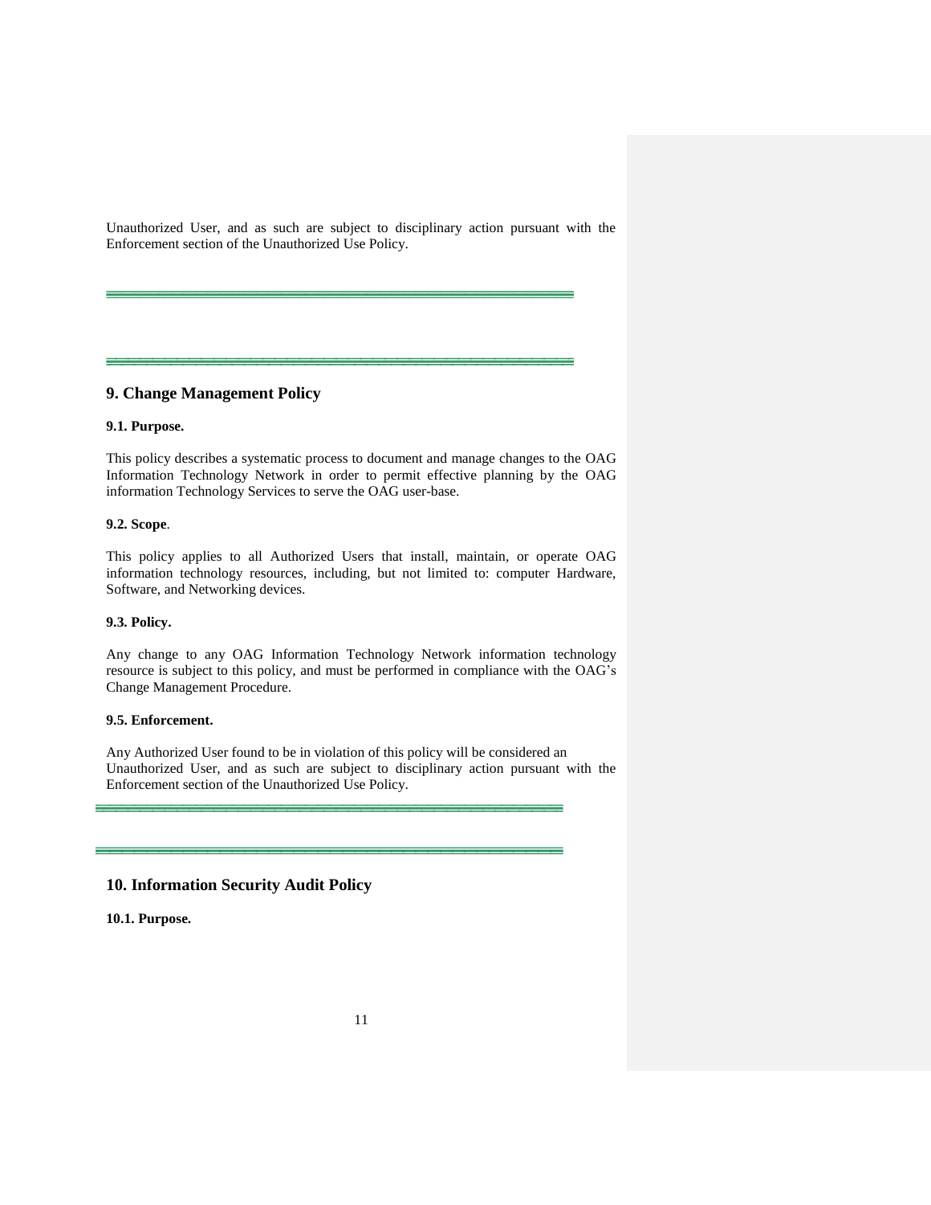Unauthorized User, and as such are subject to disciplinary action pursuant with the Enforcement section of the Unauthorized Use Policy.

## 9. Change Management Policy

**9.1. Purpose.**

This policy describes a systematic process to document and manage changes to the OAG Information Technology Network in order to permit effective planning by the OAG information Technology Services to serve the OAG user-base.

**9.2. Scope**.

This policy applies to all Authorized Users that install, maintain, or operate OAG information technology resources, including, but not limited to: computer Hardware, Software, and Networking devices.

**9.3. Policy.**

Any change to any OAG Information Technology Network information technology resource is subject to this policy, and must be performed in compliance with the OAG's Change Management Procedure.

**9.5. Enforcement.**

Any Authorized User found to be in violation of this policy will be considered an Unauthorized User, and as such are subject to disciplinary action pursuant with the Enforcement section of the Unauthorized Use Policy.

## 10. Information Security Audit Policy

**10.1. Purpose.**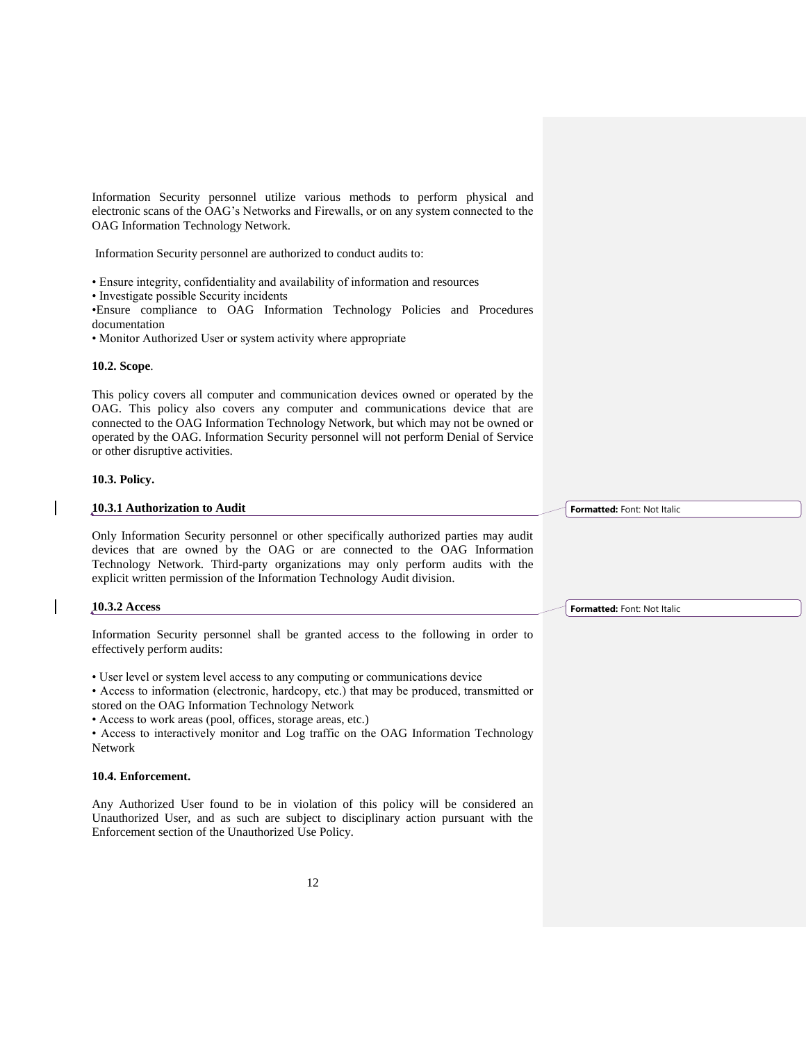Information Security personnel utilize various methods to perform physical and electronic scans of the OAG's Networks and Firewalls, or on any system connected to the OAG Information Technology Network.

Information Security personnel are authorized to conduct audits to:

- Ensure integrity, confidentiality and availability of information and resources
- Investigate possible Security incidents
- Ensure compliance to OAG Information Technology Policies and Procedures documentation
- Monitor Authorized User or system activity where appropriate

### 10.2. Scope.

This policy covers all computer and communication devices owned or operated by the OAG. This policy also covers any computer and communications device that are connected to the OAG Information Technology Network, but which may not be owned or operated by the OAG. Information Security personnel will not perform Denial of Service or other disruptive activities.

### 10.3. Policy.

#### 10.3.1 Authorization to Audit

Only Information Security personnel or other specifically authorized parties may audit devices that are owned by the OAG or are connected to the OAG Information Technology Network. Third-party organizations may only perform audits with the explicit written permission of the Information Technology Audit division.

#### 10.3.2 Access

Information Security personnel shall be granted access to the following in order to effectively perform audits:

- User level or system level access to any computing or communications device
- Access to information (electronic, hardcopy, etc.) that may be produced, transmitted or stored on the OAG Information Technology Network
- Access to work areas (pool, offices, storage areas, etc.)
- Access to interactively monitor and Log traffic on the OAG Information Technology Network

### 10.4. Enforcement.

Any Authorized User found to be in violation of this policy will be considered an Unauthorized User, and as such are subject to disciplinary action pursuant with the Enforcement section of the Unauthorized Use Policy.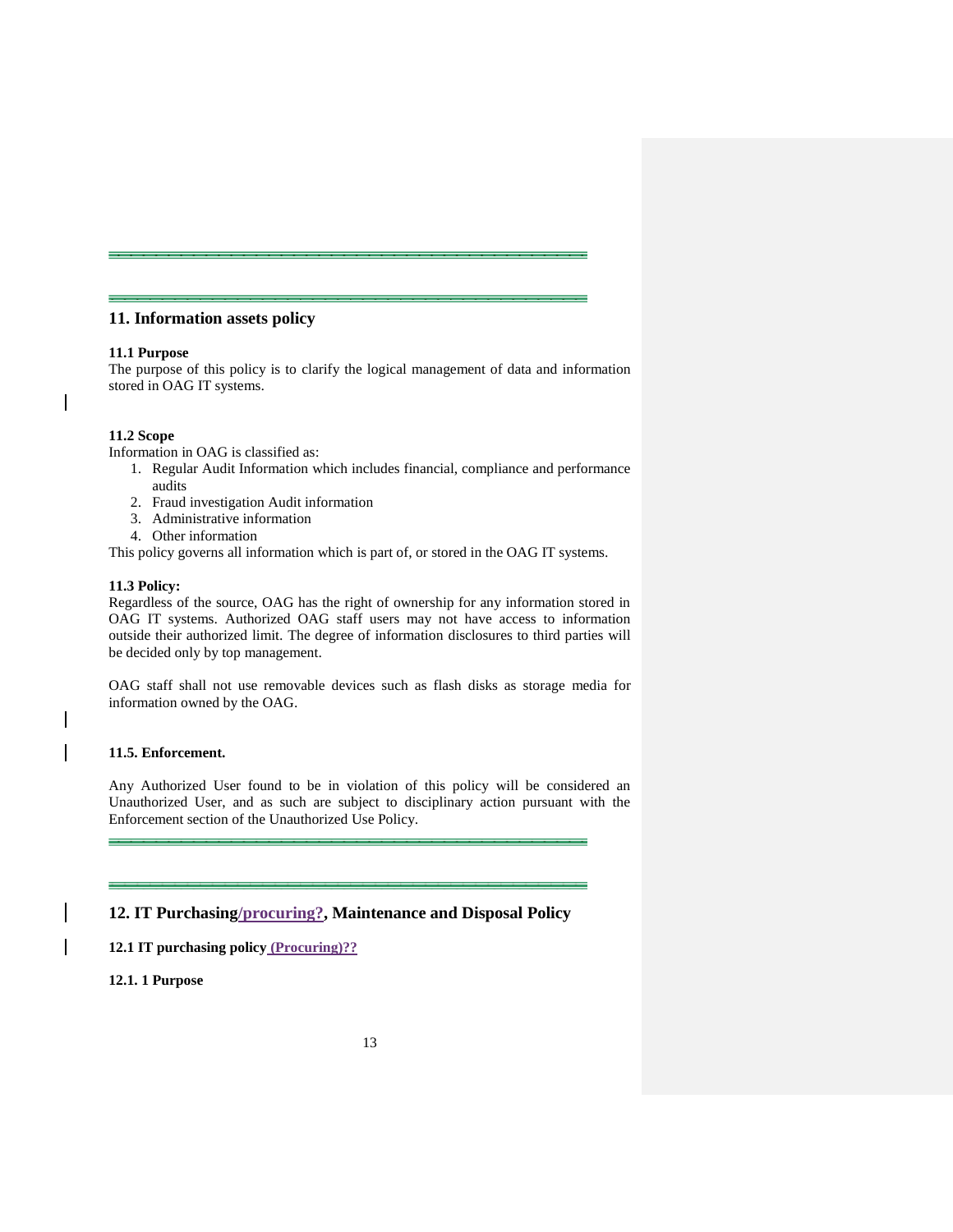## 11. Information assets policy

**11.1 Purpose**

The purpose of this policy is to clarify the logical management of data and information stored in OAG IT systems.

**11.2 Scope**

Information in OAG is classified as:

1. Regular Audit Information which includes financial, compliance and performance audits
2. Fraud investigation Audit information
3. Administrative information
4. Other information

This policy governs all information which is part of, or stored in the OAG IT systems.

**11.3 Policy:**

Regardless of the source, OAG has the right of ownership for any information stored in OAG IT systems. Authorized OAG staff users may not have access to information outside their authorized limit. The degree of information disclosures to third parties will be decided only by top management.

OAG staff shall not use removable devices such as flash disks as storage media for information owned by the OAG.

**11.5. Enforcement.**

Any Authorized User found to be in violation of this policy will be considered an Unauthorized User, and as such are subject to disciplinary action pursuant with the Enforcement section of the Unauthorized Use Policy.

## 12. IT Purchasing/procuring?, Maintenance and Disposal Policy

**12.1 IT purchasing policy (Procuring)??**

**12.1. 1 Purpose**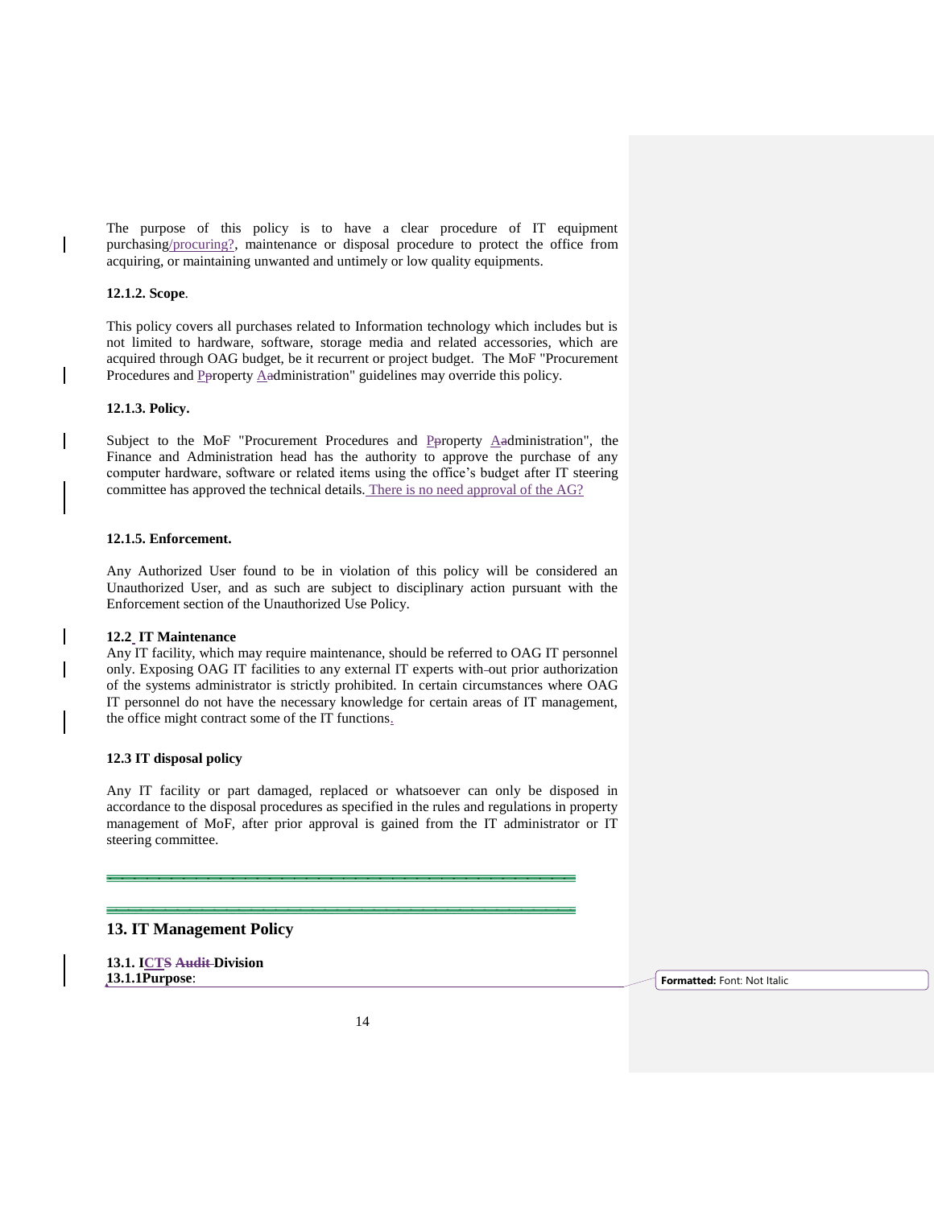The purpose of this policy is to have a clear procedure of IT equipment purchasing/procuring?, maintenance or disposal procedure to protect the office from acquiring, or maintaining unwanted and untimely or low quality equipments.

**12.1.2. Scope**.

This policy covers all purchases related to Information technology which includes but is not limited to hardware, software, storage media and related accessories, which are acquired through OAG budget, be it recurrent or project budget. The MoF "Procurement Procedures and Property Administration" guidelines may override this policy.

**12.1.3. Policy.**

Subject to the MoF "Procurement Procedures and Property Administration", the Finance and Administration head has the authority to approve the purchase of any computer hardware, software or related items using the office's budget after IT steering committee has approved the technical details. There is no need approval of the AG?

**12.1.5. Enforcement.**

Any Authorized User found to be in violation of this policy will be considered an Unauthorized User, and as such are subject to disciplinary action pursuant with the Enforcement section of the Unauthorized Use Policy.

**12.2 IT Maintenance**

Any IT facility, which may require maintenance, should be referred to OAG IT personnel only. Exposing OAG IT facilities to any external IT experts without prior authorization of the systems administrator is strictly prohibited. In certain circumstances where OAG IT personnel do not have the necessary knowledge for certain areas of IT management, the office might contract some of the IT functions.

**12.3 IT disposal policy**

Any IT facility or part damaged, replaced or whatsoever can only be disposed in accordance to the disposal procedures as specified in the rules and regulations in property management of MoF, after prior approval is gained from the IT administrator or IT steering committee.

## 13. IT Management Policy

**13.1. ICTS Division**

**13.1.1Purpose**: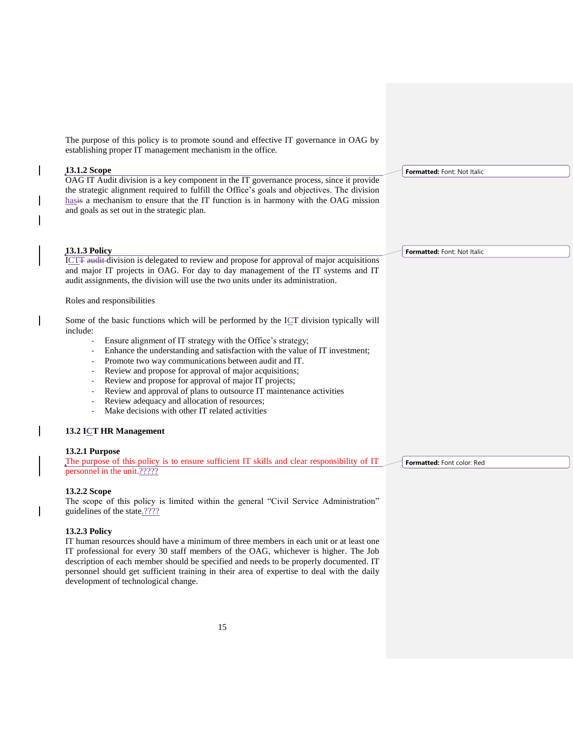The purpose of this policy is to promote sound and effective IT governance in OAG by establishing proper IT management mechanism in the office.

### 13.1.2 Scope

OAG IT Audit division is a key component in the IT governance process, since it provide the strategic alignment required to fulfill the Office's goals and objectives. The division has a mechanism to ensure that the IT function is in harmony with the OAG mission and goals as set out in the strategic plan.

### 13.1.3 Policy

ICT division is delegated to review and propose for approval of major acquisitions and major IT projects in OAG. For day to day management of the IT systems and IT audit assignments, the division will use the two units under its administration.

Roles and responsibilities

Some of the basic functions which will be performed by the ICT division typically will include:

- Ensure alignment of IT strategy with the Office's strategy;
- Enhance the understanding and satisfaction with the value of IT investment;
- Promote two way communications between audit and IT.
- Review and propose for approval of major acquisitions;
- Review and propose for approval of major IT projects;
- Review and approval of plans to outsource IT maintenance activities
- Review adequacy and allocation of resources;
- Make decisions with other IT related activities

## 13.2 ICT HR Management

### 13.2.1 Purpose

The purpose of this policy is to ensure sufficient IT skills and clear responsibility of IT personnel in the unit.?????

### 13.2.2 Scope

The scope of this policy is limited within the general "Civil Service Administration" guidelines of the state.????

### 13.2.3 Policy

IT human resources should have a minimum of three members in each unit or at least one IT professional for every 30 staff members of the OAG, whichever is higher. The Job description of each member should be specified and needs to be properly documented. IT personnel should get sufficient training in their area of expertise to deal with the daily development of technological change.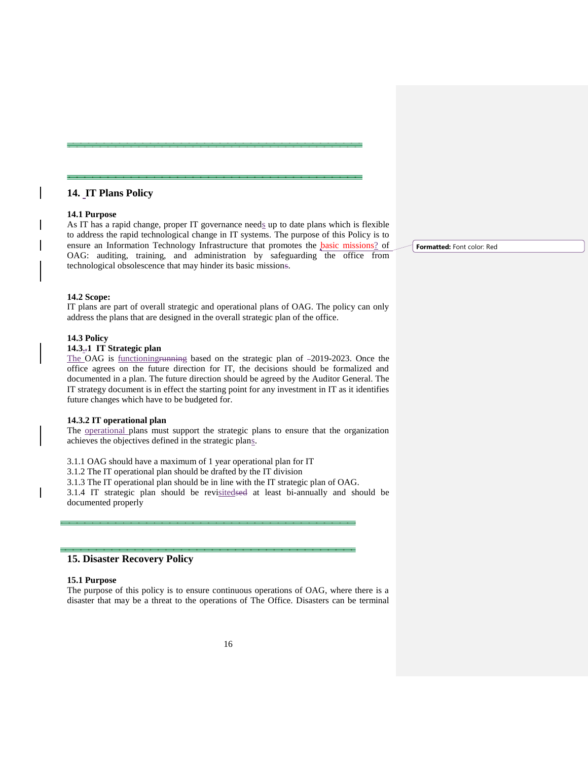## 14. IT Plans Policy

### 14.1 Purpose

As IT has a rapid change, proper IT governance needs up to date plans which is flexible to address the rapid technological change in IT systems. The purpose of this Policy is to ensure an Information Technology Infrastructure that promotes the basic missions? of OAG: auditing, training, and administration by safeguarding the office from technological obsolescence that may hinder its basic missions.

### 14.2 Scope:

IT plans are part of overall strategic and operational plans of OAG. The policy can only address the plans that are designed in the overall strategic plan of the office.

### 14.3 Policy

#### 14.3.1 IT Strategic plan

The OAG is functioning based on the strategic plan of 2019-2023. Once the office agrees on the future direction for IT, the decisions should be formalized and documented in a plan. The future direction should be agreed by the Auditor General. The IT strategy document is in effect the starting point for any investment in IT as it identifies future changes which have to be budgeted for.

#### 14.3.2 IT operational plan

The operational plans must support the strategic plans to ensure that the organization achieves the objectives defined in the strategic plans.

3.1.1 OAG should have a maximum of 1 year operational plan for IT
3.1.2 The IT operational plan should be drafted by the IT division
3.1.3 The IT operational plan should be in line with the IT strategic plan of OAG.
3.1.4 IT strategic plan should be revisited at least bi-annually and should be documented properly

## 15. Disaster Recovery Policy

### 15.1 Purpose

The purpose of this policy is to ensure continuous operations of OAG, where there is a disaster that may be a threat to the operations of The Office. Disasters can be terminal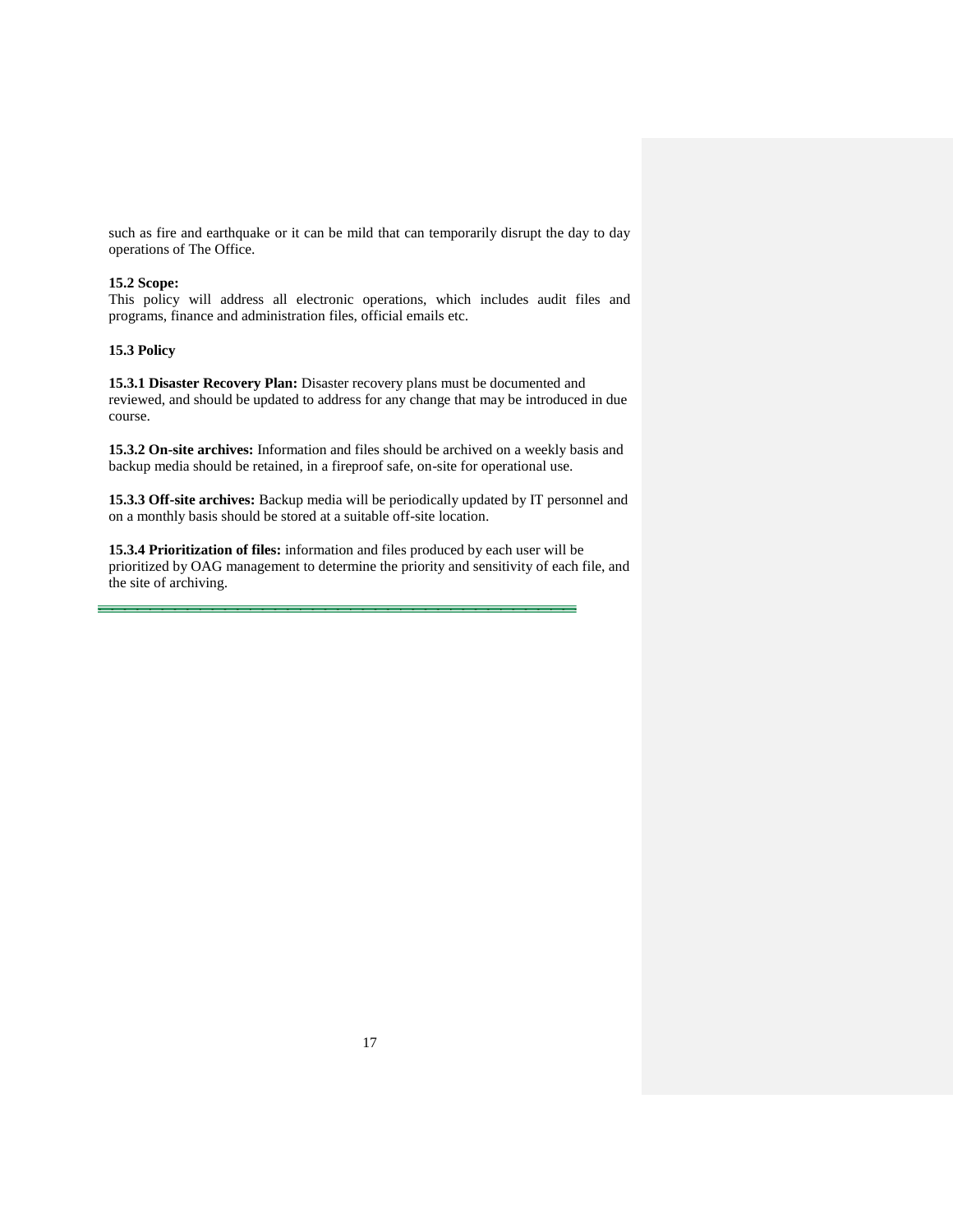such as fire and earthquake or it can be mild that can temporarily disrupt the day to day operations of The Office.

**15.2 Scope:**
This policy will address all electronic operations, which includes audit files and programs, finance and administration files, official emails etc.

**15.3 Policy**

**15.3.1 Disaster Recovery Plan:** Disaster recovery plans must be documented and reviewed, and should be updated to address for any change that may be introduced in due course.

**15.3.2 On-site archives:** Information and files should be archived on a weekly basis and backup media should be retained, in a fireproof safe, on-site for operational use.

**15.3.3 Off-site archives:** Backup media will be periodically updated by IT personnel and on a monthly basis should be stored at a suitable off-site location.

**15.3.4 Prioritization of files:** information and files produced by each user will be prioritized by OAG management to determine the priority and sensitivity of each file, and the site of archiving.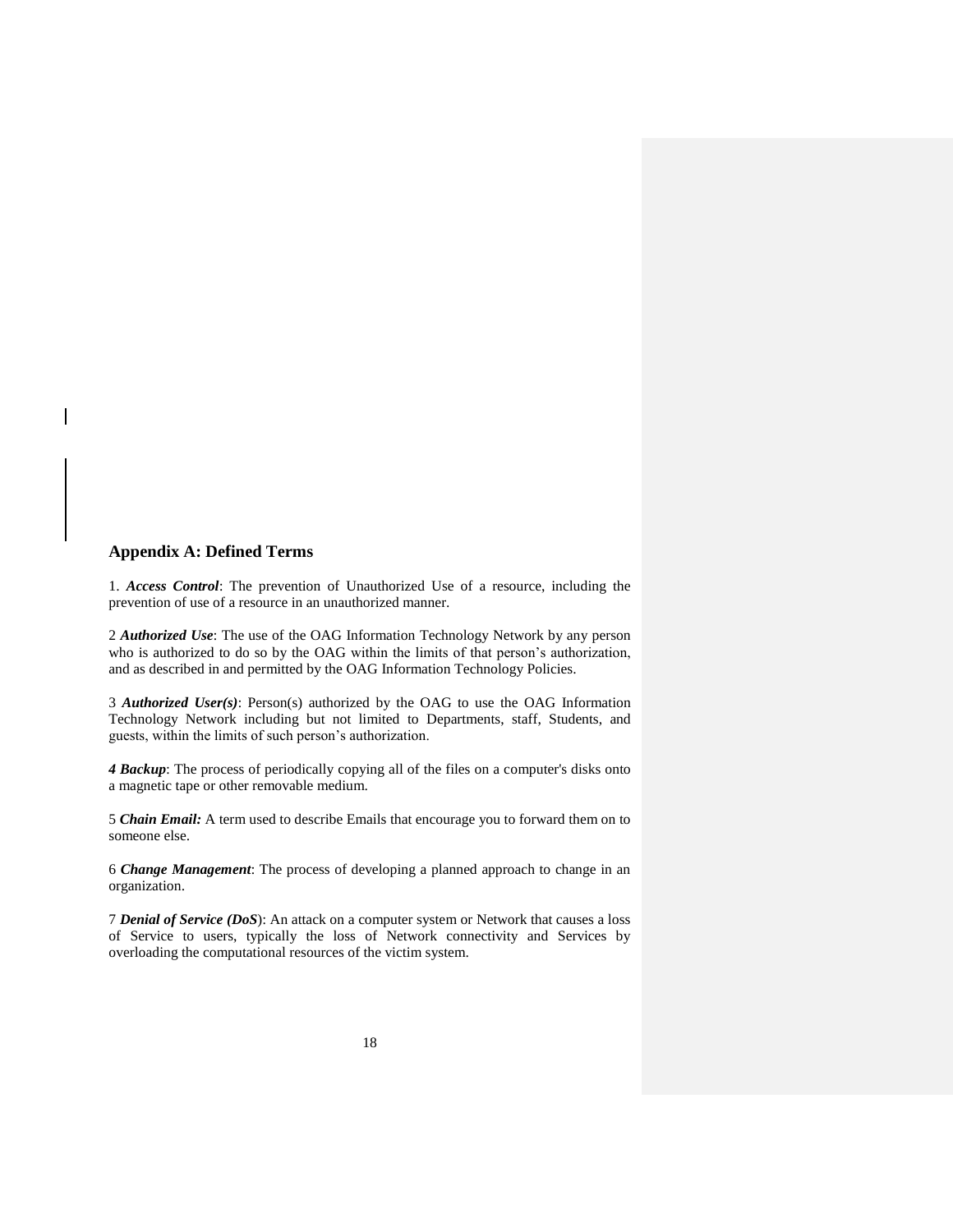## Appendix A: Defined Terms

1. ***Access Control***: The prevention of Unauthorized Use of a resource, including the prevention of use of a resource in an unauthorized manner.

2 ***Authorized Use***: The use of the OAG Information Technology Network by any person who is authorized to do so by the OAG within the limits of that person's authorization, and as described in and permitted by the OAG Information Technology Policies.

3 ***Authorized User(s)***: Person(s) authorized by the OAG to use the OAG Information Technology Network including but not limited to Departments, staff, Students, and guests, within the limits of such person's authorization.

***4 Backup***: The process of periodically copying all of the files on a computer's disks onto a magnetic tape or other removable medium.

5 ***Chain Email:*** A term used to describe Emails that encourage you to forward them on to someone else.

6 ***Change Management***: The process of developing a planned approach to change in an organization.

7 ***Denial of Service (DoS***): An attack on a computer system or Network that causes a loss of Service to users, typically the loss of Network connectivity and Services by overloading the computational resources of the victim system.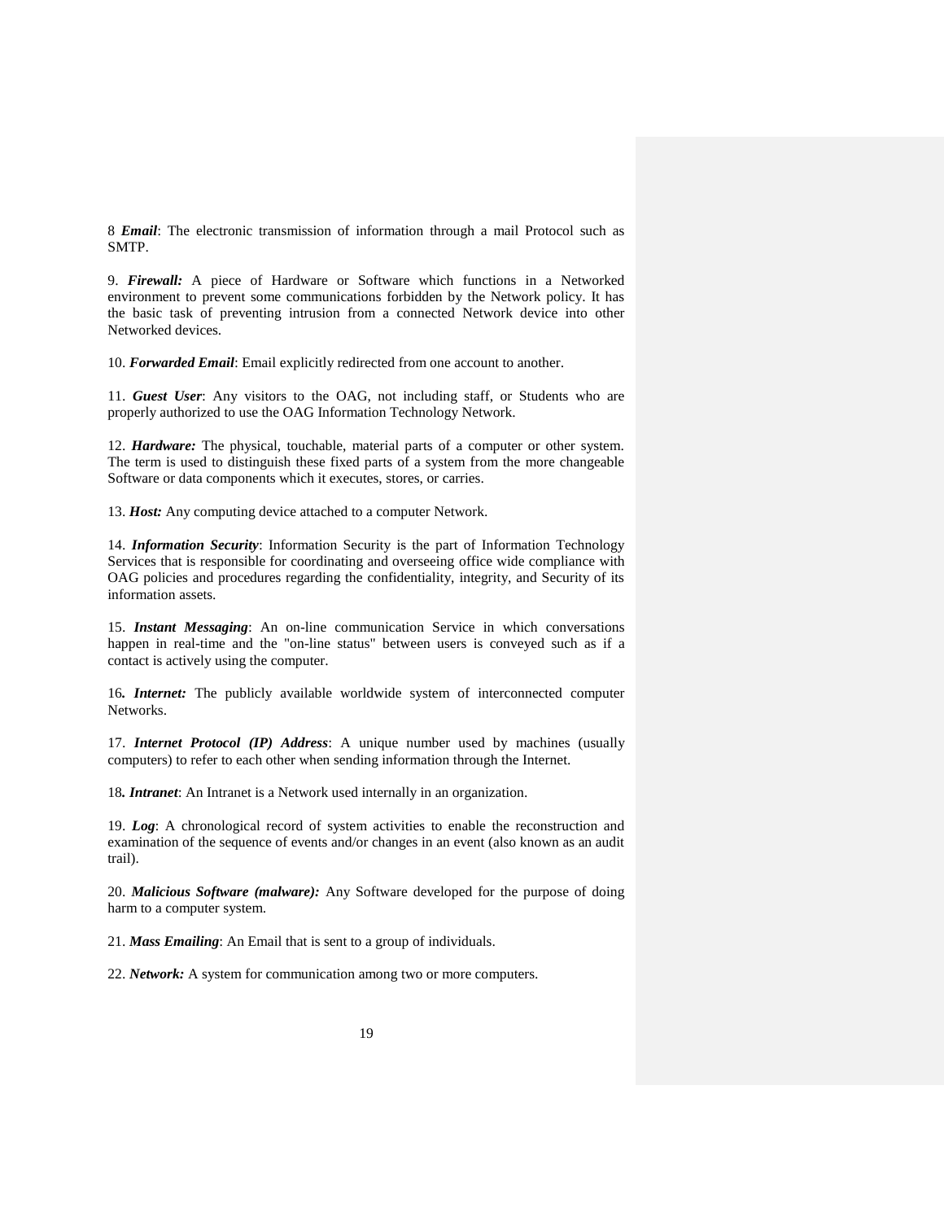8 ***Email***: The electronic transmission of information through a mail Protocol such as SMTP.

9. ***Firewall:*** A piece of Hardware or Software which functions in a Networked environment to prevent some communications forbidden by the Network policy. It has the basic task of preventing intrusion from a connected Network device into other Networked devices.

10. ***Forwarded Email***: Email explicitly redirected from one account to another.

11. ***Guest User***: Any visitors to the OAG, not including staff, or Students who are properly authorized to use the OAG Information Technology Network.

12. ***Hardware:*** The physical, touchable, material parts of a computer or other system. The term is used to distinguish these fixed parts of a system from the more changeable Software or data components which it executes, stores, or carries.

13. ***Host:*** Any computing device attached to a computer Network.

14. ***Information Security***: Information Security is the part of Information Technology Services that is responsible for coordinating and overseeing office wide compliance with OAG policies and procedures regarding the confidentiality, integrity, and Security of its information assets.

15. ***Instant Messaging***: An on-line communication Service in which conversations happen in real-time and the "on-line status" between users is conveyed such as if a contact is actively using the computer.

16***. Internet:*** The publicly available worldwide system of interconnected computer Networks.

17. ***Internet Protocol (IP) Address***: A unique number used by machines (usually computers) to refer to each other when sending information through the Internet.

18***. Intranet***: An Intranet is a Network used internally in an organization.

19. ***Log***: A chronological record of system activities to enable the reconstruction and examination of the sequence of events and/or changes in an event (also known as an audit trail).

20. ***Malicious Software (malware):*** Any Software developed for the purpose of doing harm to a computer system.

21. ***Mass Emailing***: An Email that is sent to a group of individuals.

22. ***Network:*** A system for communication among two or more computers.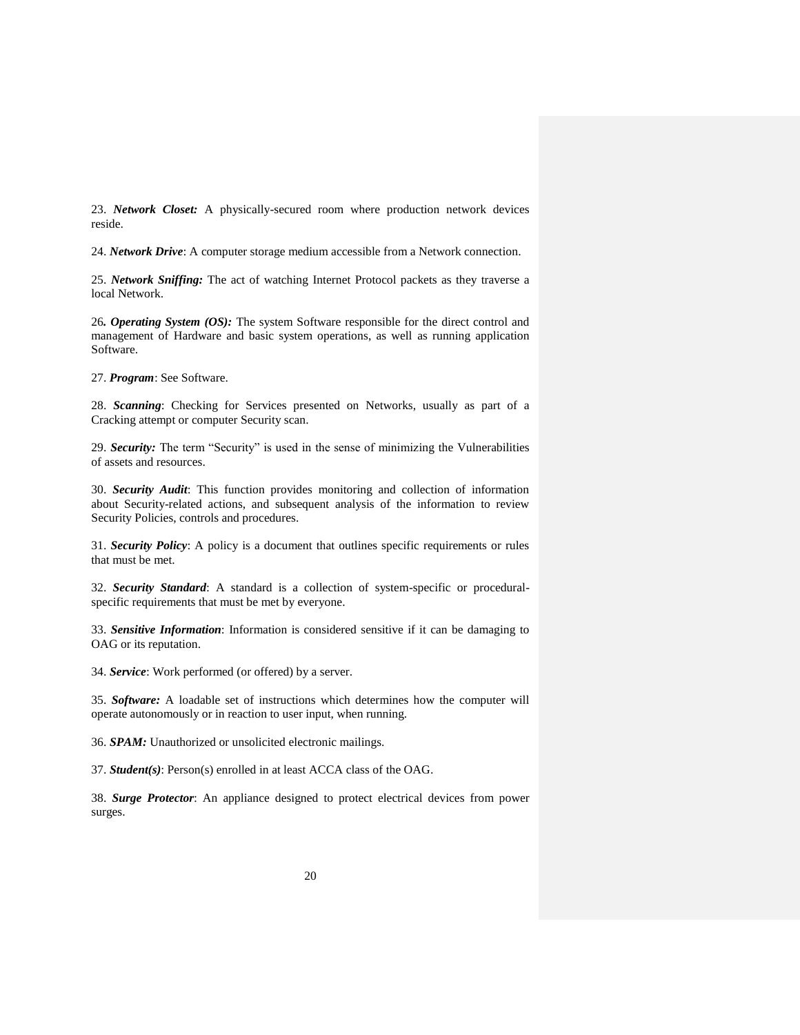23. ***Network Closet:*** A physically-secured room where production network devices reside.

24. ***Network Drive***: A computer storage medium accessible from a Network connection.

25. ***Network Sniffing:*** The act of watching Internet Protocol packets as they traverse a local Network.

26***. Operating System (OS):*** The system Software responsible for the direct control and management of Hardware and basic system operations, as well as running application Software.

27. ***Program***: See Software.

28. ***Scanning***: Checking for Services presented on Networks, usually as part of a Cracking attempt or computer Security scan.

29. ***Security:*** The term "Security" is used in the sense of minimizing the Vulnerabilities of assets and resources.

30. ***Security Audit***: This function provides monitoring and collection of information about Security-related actions, and subsequent analysis of the information to review Security Policies, controls and procedures.

31. ***Security Policy***: A policy is a document that outlines specific requirements or rules that must be met.

32. ***Security Standard***: A standard is a collection of system-specific or procedural-specific requirements that must be met by everyone.

33. ***Sensitive Information***: Information is considered sensitive if it can be damaging to OAG or its reputation.

34. ***Service***: Work performed (or offered) by a server.

35. ***Software:*** A loadable set of instructions which determines how the computer will operate autonomously or in reaction to user input, when running.

36. ***SPAM:*** Unauthorized or unsolicited electronic mailings.

37. ***Student(s)***: Person(s) enrolled in at least ACCA class of the OAG.

38. ***Surge Protector***: An appliance designed to protect electrical devices from power surges.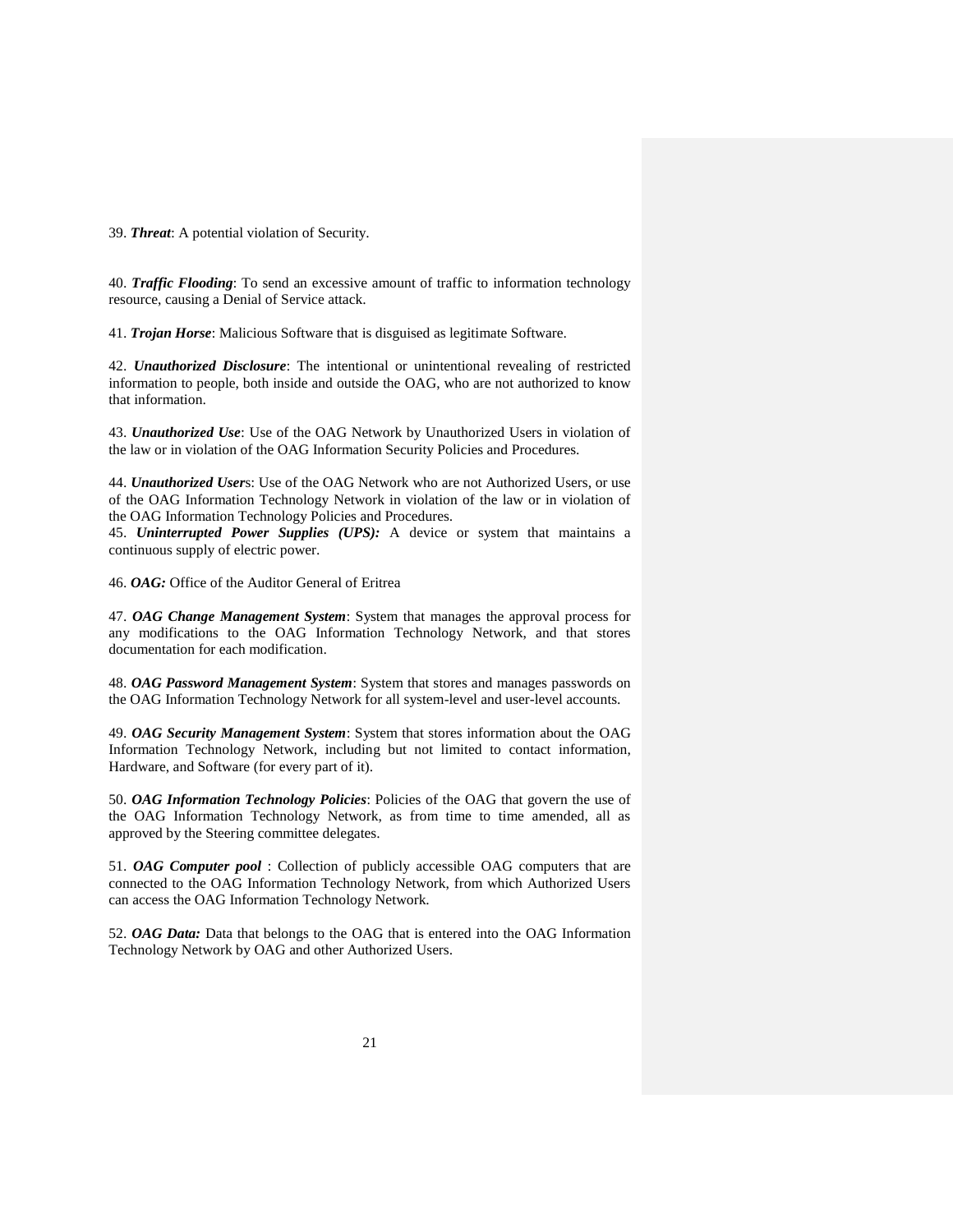39. ***Threat***: A potential violation of Security.

40. ***Traffic Flooding***: To send an excessive amount of traffic to information technology resource, causing a Denial of Service attack.

41. ***Trojan Horse***: Malicious Software that is disguised as legitimate Software.

42. ***Unauthorized Disclosure***: The intentional or unintentional revealing of restricted information to people, both inside and outside the OAG, who are not authorized to know that information.

43. ***Unauthorized Use***: Use of the OAG Network by Unauthorized Users in violation of the law or in violation of the OAG Information Security Policies and Procedures.

44. ***Unauthorized Users***: Use of the OAG Network who are not Authorized Users, or use of the OAG Information Technology Network in violation of the law or in violation of the OAG Information Technology Policies and Procedures.

45. ***Uninterrupted Power Supplies (UPS):*** A device or system that maintains a continuous supply of electric power.

46. ***OAG:*** Office of the Auditor General of Eritrea

47. ***OAG Change Management System***: System that manages the approval process for any modifications to the OAG Information Technology Network, and that stores documentation for each modification.

48. ***OAG Password Management System***: System that stores and manages passwords on the OAG Information Technology Network for all system-level and user-level accounts.

49. ***OAG Security Management System***: System that stores information about the OAG Information Technology Network, including but not limited to contact information, Hardware, and Software (for every part of it).

50. ***OAG Information Technology Policies***: Policies of the OAG that govern the use of the OAG Information Technology Network, as from time to time amended, all as approved by the Steering committee delegates.

51. ***OAG Computer pool*** : Collection of publicly accessible OAG computers that are connected to the OAG Information Technology Network, from which Authorized Users can access the OAG Information Technology Network.

52. ***OAG Data:*** Data that belongs to the OAG that is entered into the OAG Information Technology Network by OAG and other Authorized Users.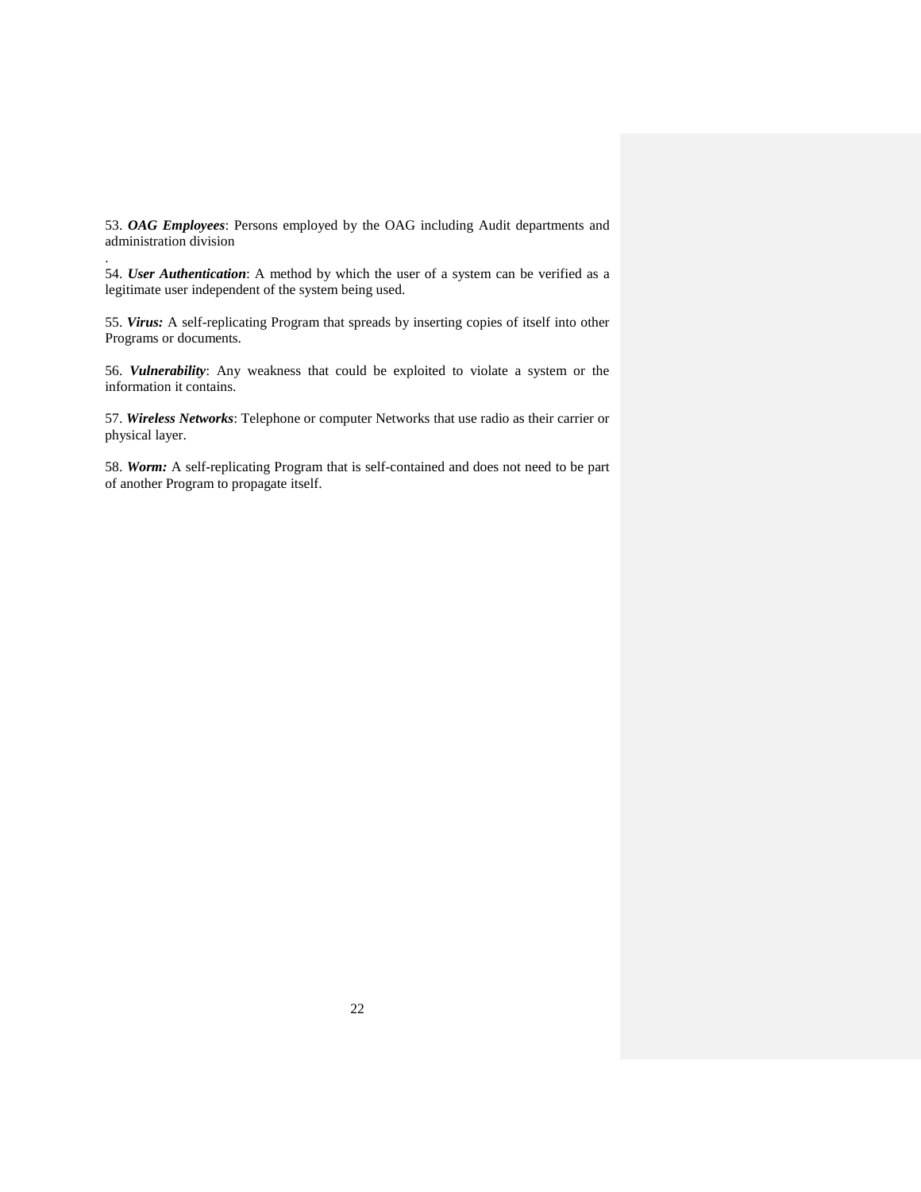53. ***OAG Employees***: Persons employed by the OAG including Audit departments and administration division

.

54. ***User Authentication***: A method by which the user of a system can be verified as a legitimate user independent of the system being used.

55. ***Virus:*** A self-replicating Program that spreads by inserting copies of itself into other Programs or documents.

56. ***Vulnerability***: Any weakness that could be exploited to violate a system or the information it contains.

57. ***Wireless Networks***: Telephone or computer Networks that use radio as their carrier or physical layer.

58. ***Worm:*** A self-replicating Program that is self-contained and does not need to be part of another Program to propagate itself.